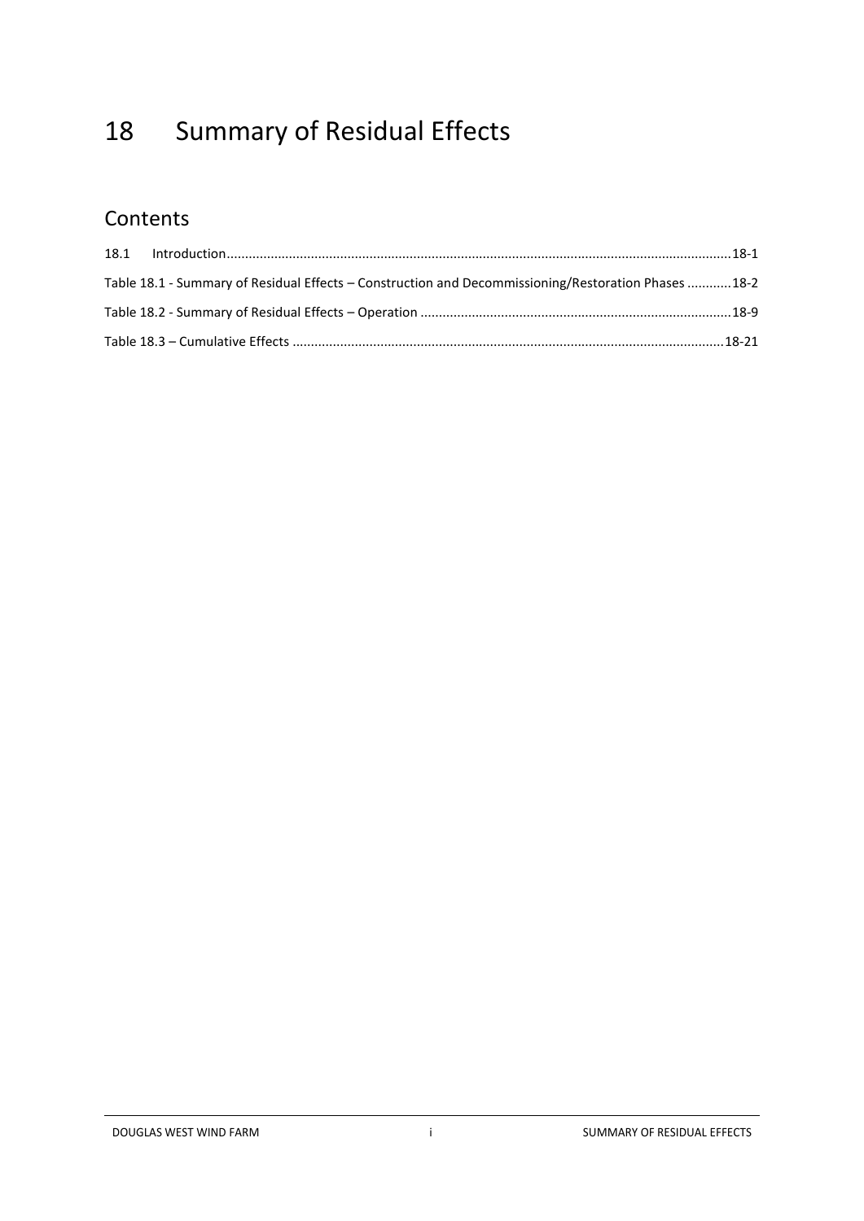# 18 Summary of Residual Effects

## Contents

18.1 Introduction ........................................................................................................................................ 18-1

Table 18.1 - Summary of Residual Effects – Construction and Decommissioning/Restoration Phases ............ 18-2

Table 18.2 - Summary of Residual Effects – Operation ..................................................................................... 18-9

Table 18.3 – Cumulative Effects ...................................................................................................................... 18-21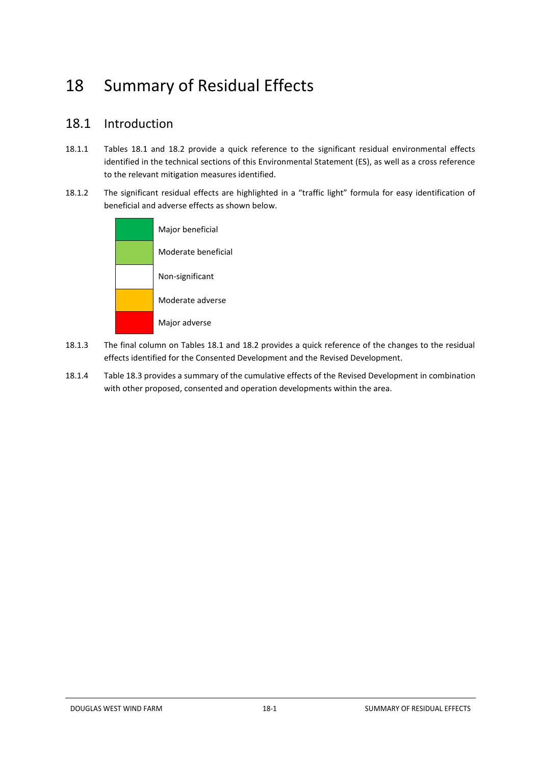# 18 Summary of Residual Effects

## 18.1 Introduction

18.1.1 Tables 18.1 and 18.2 provide a quick reference to the significant residual environmental effects identified in the technical sections of this Environmental Statement (ES), as well as a cross reference to the relevant mitigation measures identified.

18.1.2 The significant residual effects are highlighted in a "traffic light" formula for easy identification of beneficial and adverse effects as shown below.

| Colour | Effect |
|---|---|
| Dark green | Major beneficial |
| Light green | Moderate beneficial |
| White | Non-significant |
| Amber | Moderate adverse |
| Red | Major adverse |

18.1.3 The final column on Tables 18.1 and 18.2 provides a quick reference of the changes to the residual effects identified for the Consented Development and the Revised Development.

18.1.4 Table 18.3 provides a summary of the cumulative effects of the Revised Development in combination with other proposed, consented and operation developments within the area.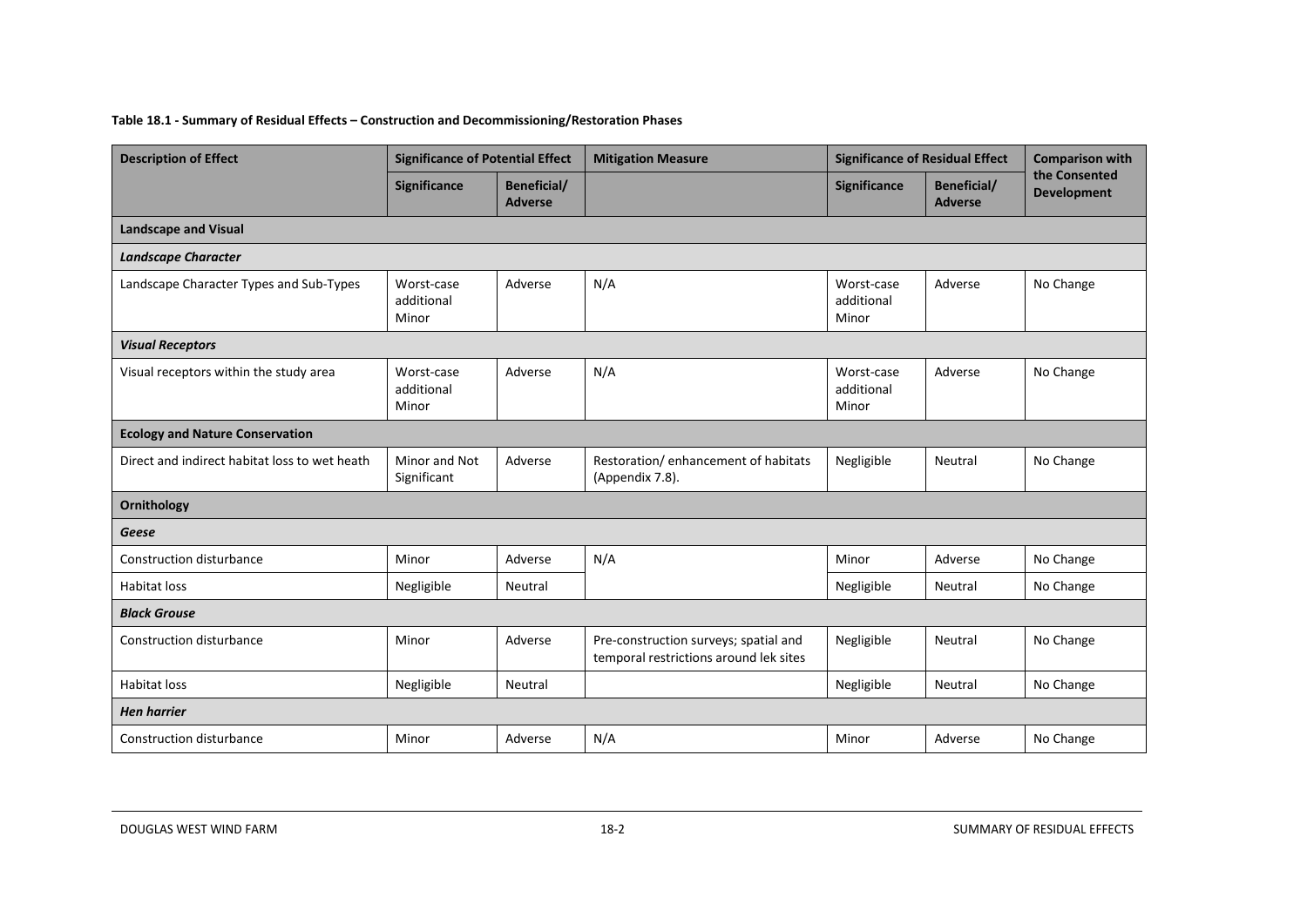**Table 18.1 - Summary of Residual Effects – Construction and Decommissioning/Restoration Phases**

| Description of Effect | Significance of Potential Effect | | Mitigation Measure | Significance of Residual Effect | | Comparison with the Consented Development |
|---|---|---|---|---|---|---|
| | Significance | Beneficial/ Adverse | | Significance | Beneficial/ Adverse | |
| **Landscape and Visual** | | | | | | |
| ***Landscape Character*** | | | | | | |
| Landscape Character Types and Sub-Types | Worst-case additional Minor | Adverse | N/A | Worst-case additional Minor | Adverse | No Change |
| ***Visual Receptors*** | | | | | | |
| Visual receptors within the study area | Worst-case additional Minor | Adverse | N/A | Worst-case additional Minor | Adverse | No Change |
| **Ecology and Nature Conservation** | | | | | | |
| Direct and indirect habitat loss to wet heath | Minor and Not Significant | Adverse | Restoration/ enhancement of habitats (Appendix 7.8). | Negligible | Neutral | No Change |
| **Ornithology** | | | | | | |
| ***Geese*** | | | | | | |
| Construction disturbance | Minor | Adverse | N/A | Minor | Adverse | No Change |
| Habitat loss | Negligible | Neutral | | Negligible | Neutral | No Change |
| ***Black Grouse*** | | | | | | |
| Construction disturbance | Minor | Adverse | Pre-construction surveys; spatial and temporal restrictions around lek sites | Negligible | Neutral | No Change |
| Habitat loss | Negligible | Neutral | | Negligible | Neutral | No Change |
| ***Hen harrier*** | | | | | | |
| Construction disturbance | Minor | Adverse | N/A | Minor | Adverse | No Change |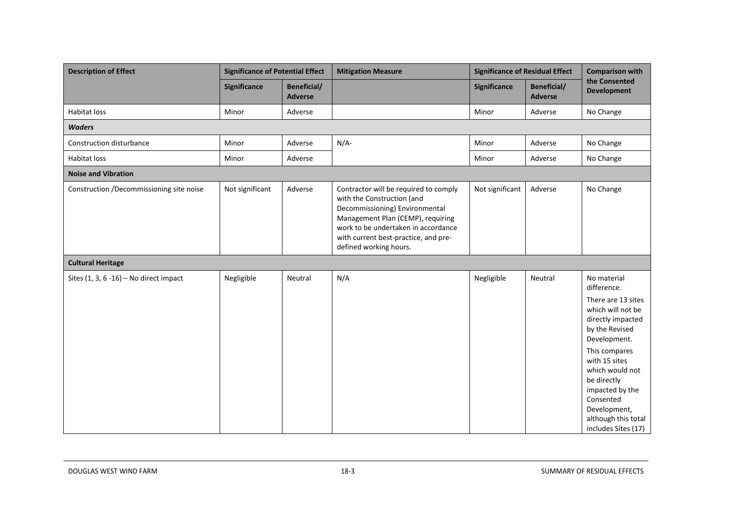| Description of Effect | Significance of Potential Effect | | Mitigation Measure | Significance of Residual Effect | | Comparison with the Consented Development |
|---|---|---|---|---|---|---|
| | Significance | Beneficial/ Adverse | | Significance | Beneficial/ Adverse | |
| Habitat loss | Minor | Adverse | | Minor | Adverse | No Change |
| ***Waders*** | | | | | | |
| Construction disturbance | Minor | Adverse | N/A- | Minor | Adverse | No Change |
| Habitat loss | Minor | Adverse | | Minor | Adverse | No Change |
| **Noise and Vibration** | | | | | | |
| Construction /Decommissioning site noise | Not significant | Adverse | Contractor will be required to comply with the Construction (and Decommissioning) Environmental Management Plan (CEMP), requiring work to be undertaken in accordance with current best-practice, and pre-defined working hours. | Not significant | Adverse | No Change |
| **Cultural Heritage** | | | | | | |
| Sites (1, 3, 6 -16) – No direct impact | Negligible | Neutral | N/A | Negligible | Neutral | No material difference. There are 13 sites which will not be directly impacted by the Revised Development. This compares with 15 sites which would not be directly impacted by the Consented Development, although this total includes Sites (17) |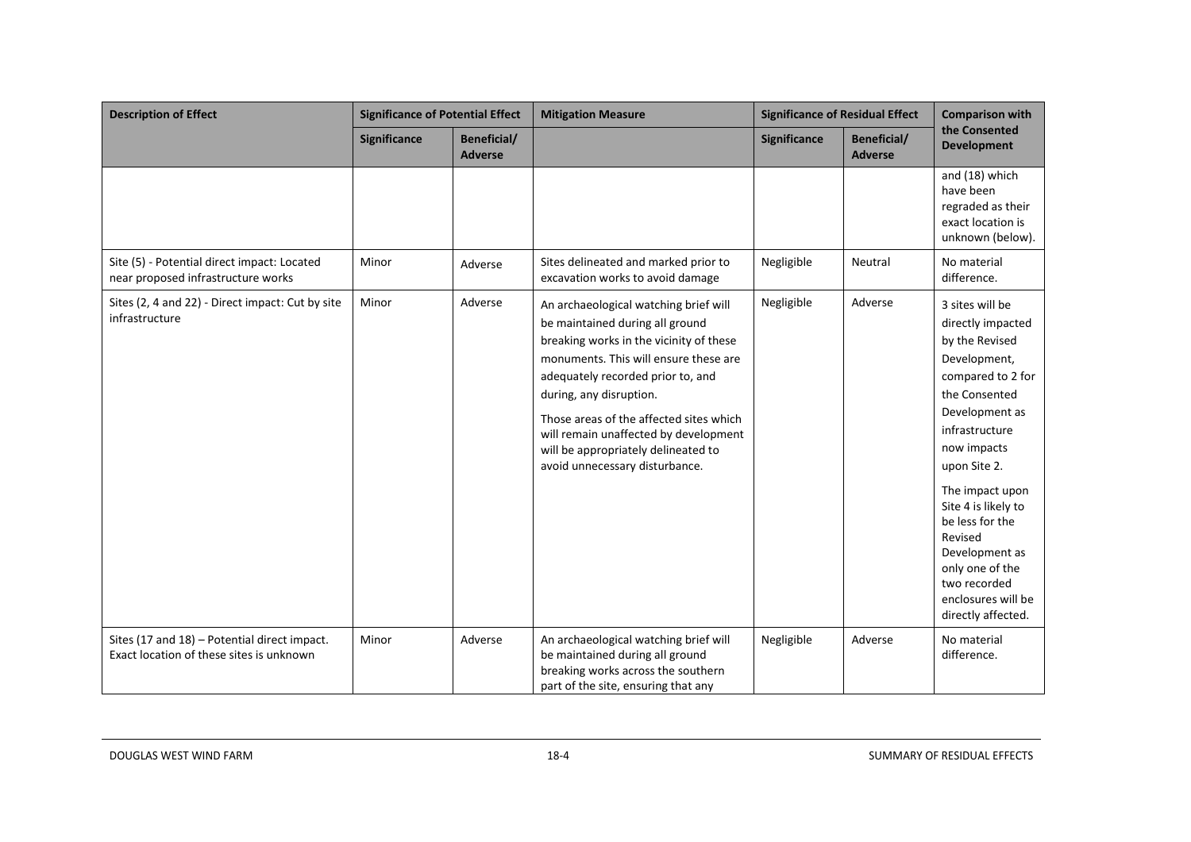| Description of Effect | Significance of Potential Effect | | Mitigation Measure | Significance of Residual Effect | | Comparison with the Consented Development |
|---|---|---|---|---|---|---|
| | Significance | Beneficial/ Adverse | | Significance | Beneficial/ Adverse | |
| | | | | | | and (18) which have been regraded as their exact location is unknown (below). |
| Site (5) - Potential direct impact: Located near proposed infrastructure works | Minor | Adverse | Sites delineated and marked prior to excavation works to avoid damage | Negligible | Neutral | No material difference. |
| Sites (2, 4 and 22) - Direct impact: Cut by site infrastructure | Minor | Adverse | An archaeological watching brief will be maintained during all ground breaking works in the vicinity of these monuments. This will ensure these are adequately recorded prior to, and during, any disruption.<br><br>Those areas of the affected sites which will remain unaffected by development will be appropriately delineated to avoid unnecessary disturbance. | Negligible | Adverse | 3 sites will be directly impacted by the Revised Development, compared to 2 for the Consented Development as infrastructure now impacts upon Site 2.<br><br>The impact upon Site 4 is likely to be less for the Revised Development as only one of the two recorded enclosures will be directly affected. |
| Sites (17 and 18) – Potential direct impact. Exact location of these sites is unknown | Minor | Adverse | An archaeological watching brief will be maintained during all ground breaking works across the southern part of the site, ensuring that any | Negligible | Adverse | No material difference. |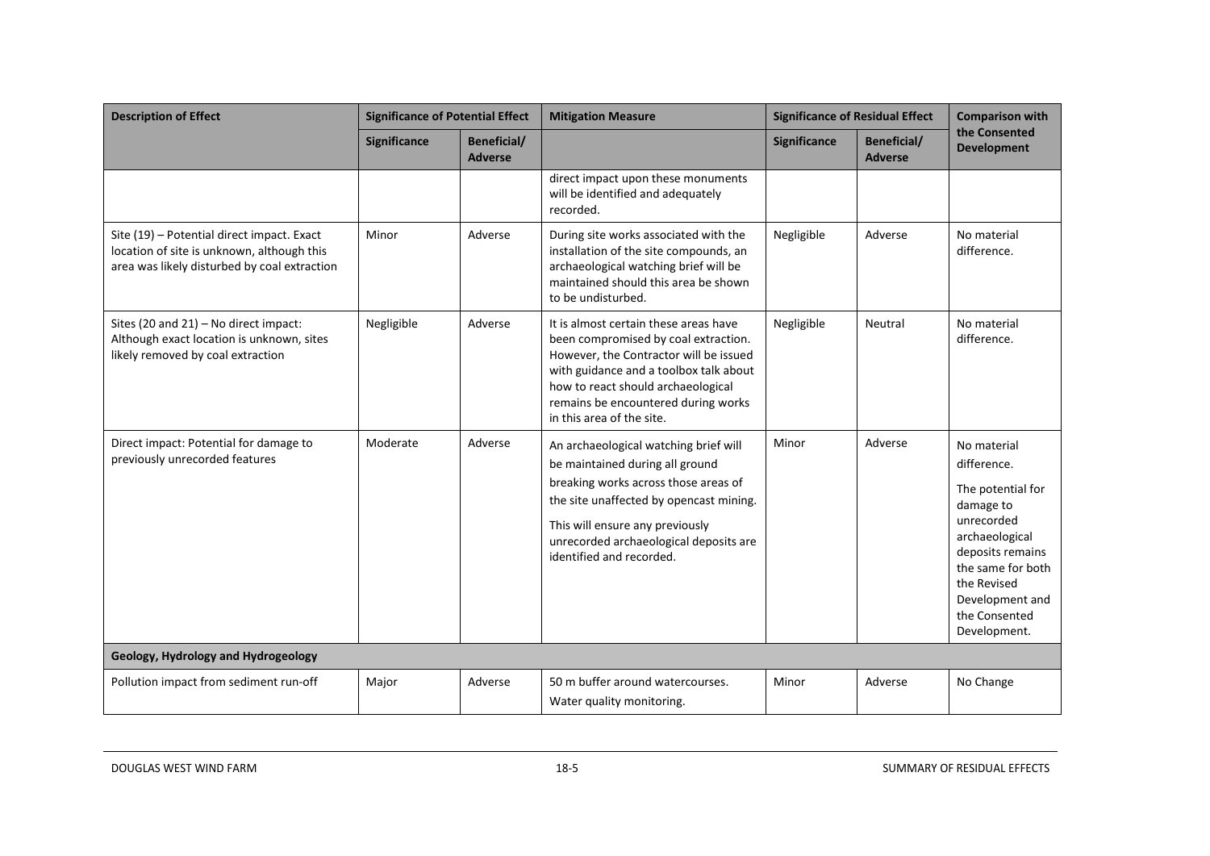| Description of Effect | Significance of Potential Effect | | Mitigation Measure | Significance of Residual Effect | | Comparison with the Consented Development |
|---|---|---|---|---|---|---|
| | Significance | Beneficial/ Adverse | | Significance | Beneficial/ Adverse | |
| | | | direct impact upon these monuments will be identified and adequately recorded. | | | |
| Site (19) – Potential direct impact. Exact location of site is unknown, although this area was likely disturbed by coal extraction | Minor | Adverse | During site works associated with the installation of the site compounds, an archaeological watching brief will be maintained should this area be shown to be undisturbed. | Negligible | Adverse | No material difference. |
| Sites (20 and 21) – No direct impact: Although exact location is unknown, sites likely removed by coal extraction | Negligible | Adverse | It is almost certain these areas have been compromised by coal extraction. However, the Contractor will be issued with guidance and a toolbox talk about how to react should archaeological remains be encountered during works in this area of the site. | Negligible | Neutral | No material difference. |
| Direct impact: Potential for damage to previously unrecorded features | Moderate | Adverse | An archaeological watching brief will be maintained during all ground breaking works across those areas of the site unaffected by opencast mining. This will ensure any previously unrecorded archaeological deposits are identified and recorded. | Minor | Adverse | No material difference. The potential for damage to unrecorded archaeological deposits remains the same for both the Revised Development and the Consented Development. |
| **Geology, Hydrology and Hydrogeology** | | | | | | |
| Pollution impact from sediment run-off | Major | Adverse | 50 m buffer around watercourses. Water quality monitoring. | Minor | Adverse | No Change |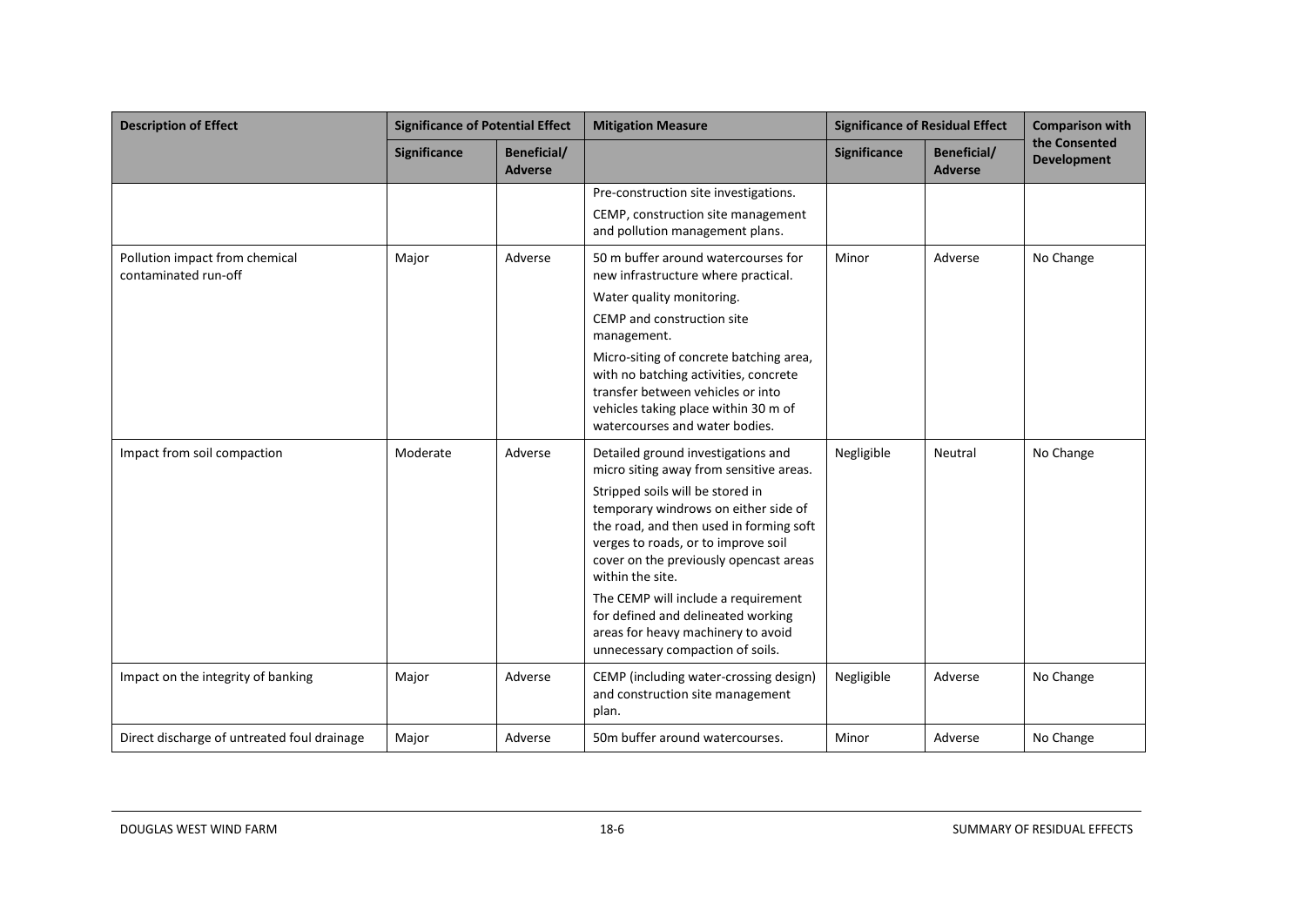| Description of Effect | Significance of Potential Effect | | Mitigation Measure | Significance of Residual Effect | | Comparison with the Consented Development |
|---|---|---|---|---|---|---|
| | Significance | Beneficial/ Adverse | | Significance | Beneficial/ Adverse | |
| | | | Pre-construction site investigations.<br>CEMP, construction site management and pollution management plans. | | | |
| Pollution impact from chemical contaminated run-off | Major | Adverse | 50 m buffer around watercourses for new infrastructure where practical.<br>Water quality monitoring.<br>CEMP and construction site management.<br>Micro-siting of concrete batching area, with no batching activities, concrete transfer between vehicles or into vehicles taking place within 30 m of watercourses and water bodies. | Minor | Adverse | No Change |
| Impact from soil compaction | Moderate | Adverse | Detailed ground investigations and micro siting away from sensitive areas.<br>Stripped soils will be stored in temporary windrows on either side of the road, and then used in forming soft verges to roads, or to improve soil cover on the previously opencast areas within the site.<br>The CEMP will include a requirement for defined and delineated working areas for heavy machinery to avoid unnecessary compaction of soils. | Negligible | Neutral | No Change |
| Impact on the integrity of banking | Major | Adverse | CEMP (including water-crossing design) and construction site management plan. | Negligible | Adverse | No Change |
| Direct discharge of untreated foul drainage | Major | Adverse | 50m buffer around watercourses. | Minor | Adverse | No Change |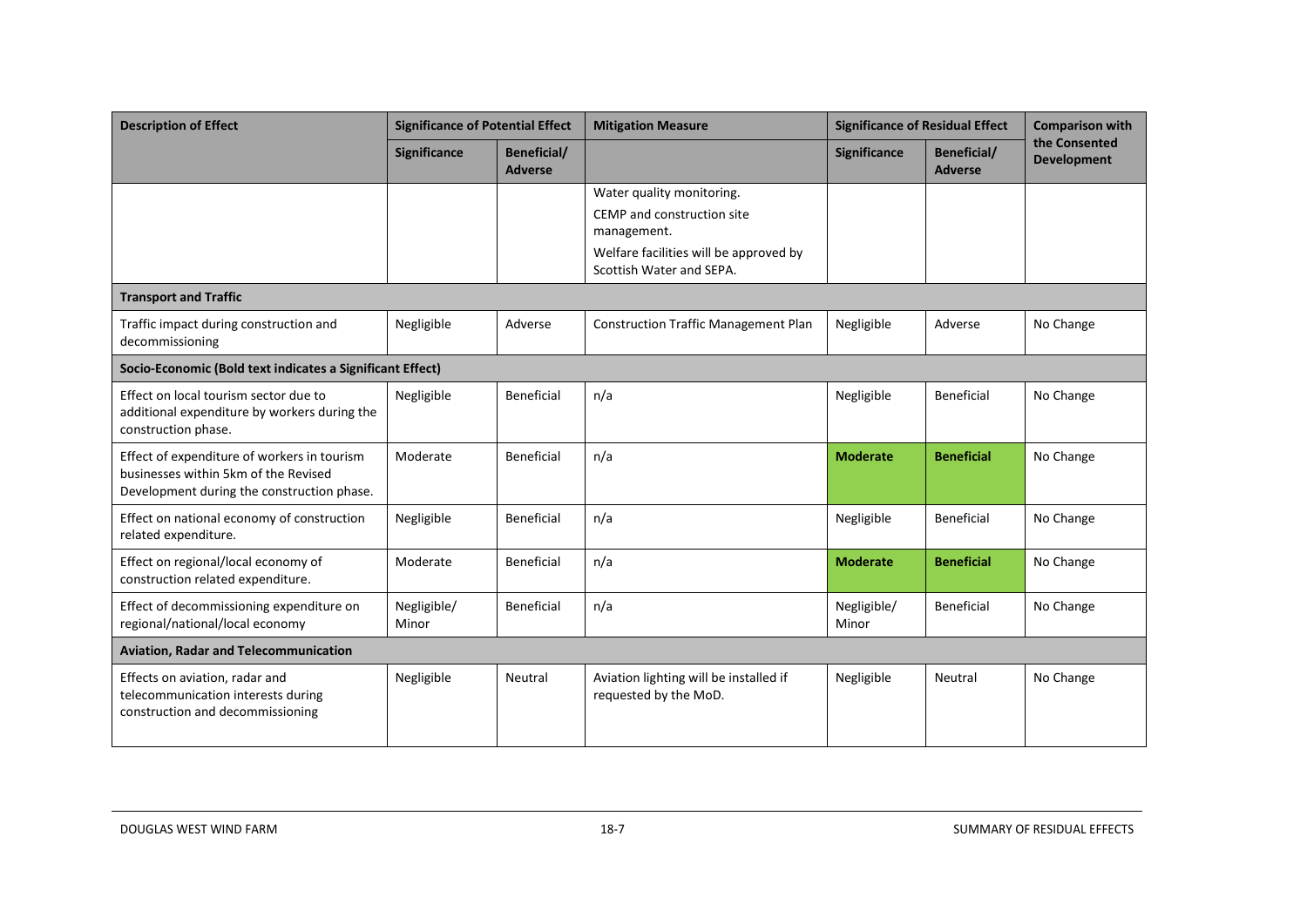| Description of Effect | Significance of Potential Effect | | Mitigation Measure | Significance of Residual Effect | | Comparison with the Consented Development |
|---|---|---|---|---|---|---|
| | Significance | Beneficial/ Adverse | | Significance | Beneficial/ Adverse | |
| | | | Water quality monitoring.<br>CEMP and construction site management.<br>Welfare facilities will be approved by Scottish Water and SEPA. | | | |
| **Transport and Traffic** | | | | | | |
| Traffic impact during construction and decommissioning | Negligible | Adverse | Construction Traffic Management Plan | Negligible | Adverse | No Change |
| **Socio-Economic (Bold text indicates a Significant Effect)** | | | | | | |
| Effect on local tourism sector due to additional expenditure by workers during the construction phase. | Negligible | Beneficial | n/a | Negligible | Beneficial | No Change |
| Effect of expenditure of workers in tourism businesses within 5km of the Revised Development during the construction phase. | Moderate | Beneficial | n/a | **Moderate** | **Beneficial** | No Change |
| Effect on national economy of construction related expenditure. | Negligible | Beneficial | n/a | Negligible | Beneficial | No Change |
| Effect on regional/local economy of construction related expenditure. | Moderate | Beneficial | n/a | **Moderate** | **Beneficial** | No Change |
| Effect of decommissioning expenditure on regional/national/local economy | Negligible/ Minor | Beneficial | n/a | Negligible/ Minor | Beneficial | No Change |
| **Aviation, Radar and Telecommunication** | | | | | | |
| Effects on aviation, radar and telecommunication interests during construction and decommissioning | Negligible | Neutral | Aviation lighting will be installed if requested by the MoD. | Negligible | Neutral | No Change |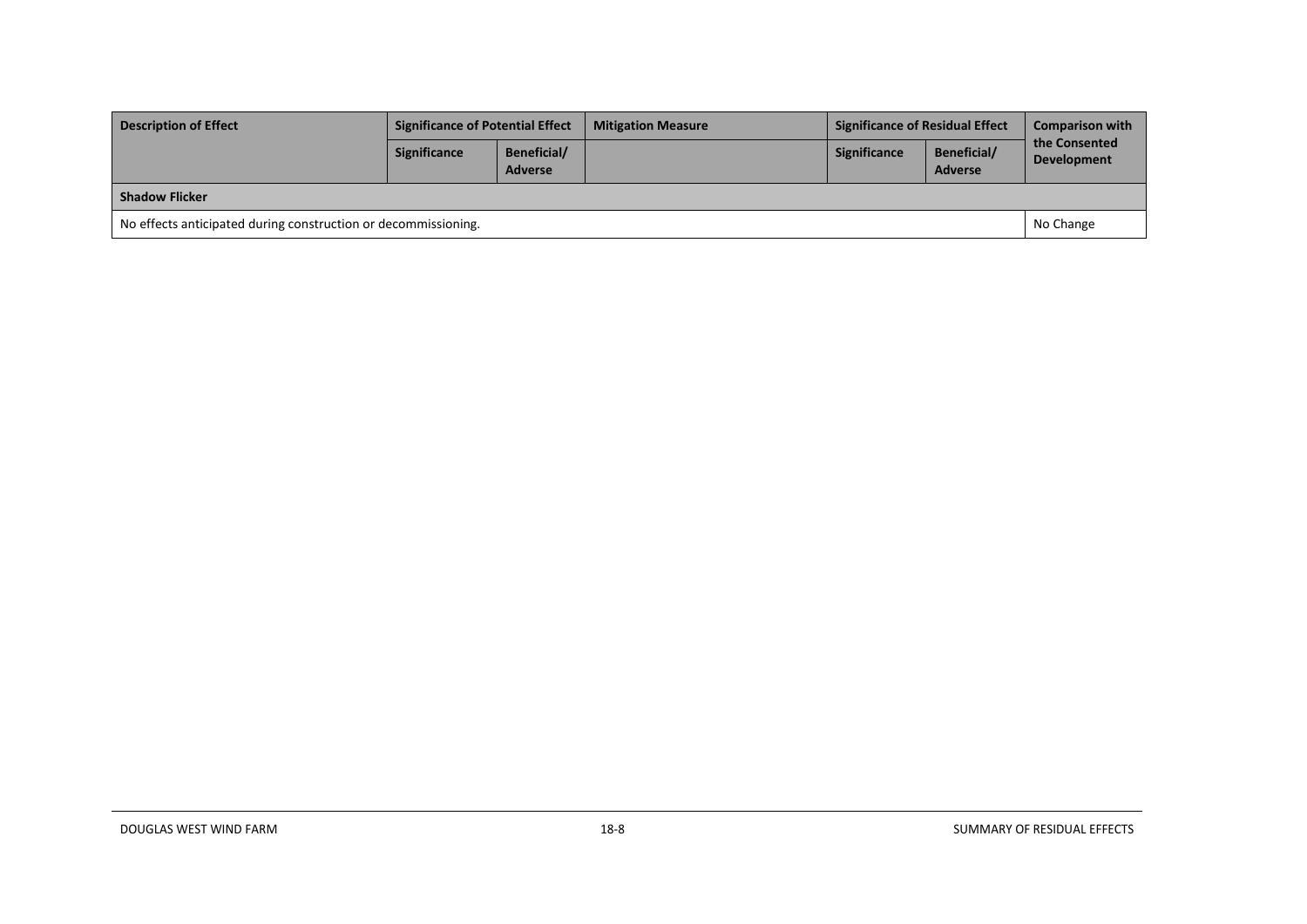| Description of Effect | Significance of Potential Effect | | Mitigation Measure | Significance of Residual Effect | | Comparison with the Consented Development |
|---|---|---|---|---|---|---|
| | Significance | Beneficial/ Adverse | | Significance | Beneficial/ Adverse | |
| **Shadow Flicker** | | | | | | |
| No effects anticipated during construction or decommissioning. | | | | | | No Change |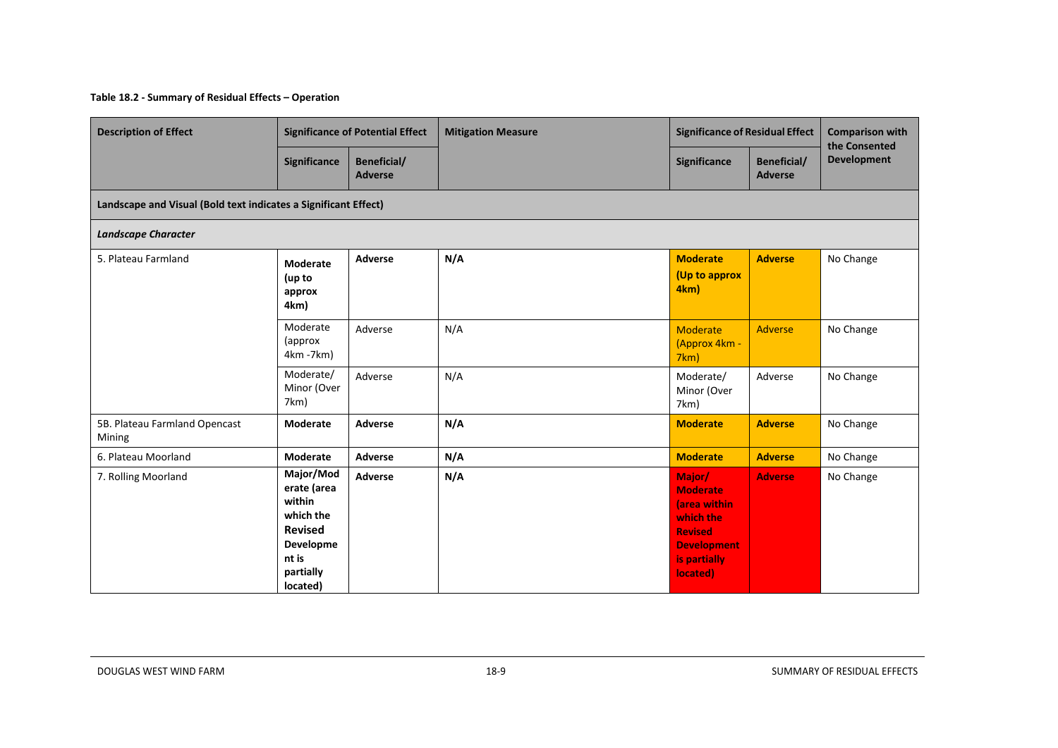**Table 18.2 - Summary of Residual Effects – Operation**

| Description of Effect | Significance of Potential Effect | | Mitigation Measure | Significance of Residual Effect | | Comparison with the Consented Development |
|---|---|---|---|---|---|---|
| | Significance | Beneficial/ Adverse | | Significance | Beneficial/ Adverse | |
| **Landscape and Visual (Bold text indicates a Significant Effect)** | | | | | | |
| ***Landscape Character*** | | | | | | |
| 5. Plateau Farmland | **Moderate (up to approx 4km)** | **Adverse** | **N/A** | **Moderate (Up to approx 4km)** | **Adverse** | No Change |
| | Moderate (approx 4km -7km) | Adverse | N/A | Moderate (Approx 4km - 7km) | Adverse | No Change |
| | Moderate/ Minor (Over 7km) | Adverse | N/A | Moderate/ Minor (Over 7km) | Adverse | No Change |
| 5B. Plateau Farmland Opencast Mining | **Moderate** | **Adverse** | **N/A** | **Moderate** | **Adverse** | No Change |
| 6. Plateau Moorland | **Moderate** | **Adverse** | **N/A** | **Moderate** | **Adverse** | No Change |
| 7. Rolling Moorland | **Major/Moderate (area within which the Revised Development is partially located)** | **Adverse** | **N/A** | **Major/ Moderate (area within which the Revised Development is partially located)** | **Adverse** | No Change |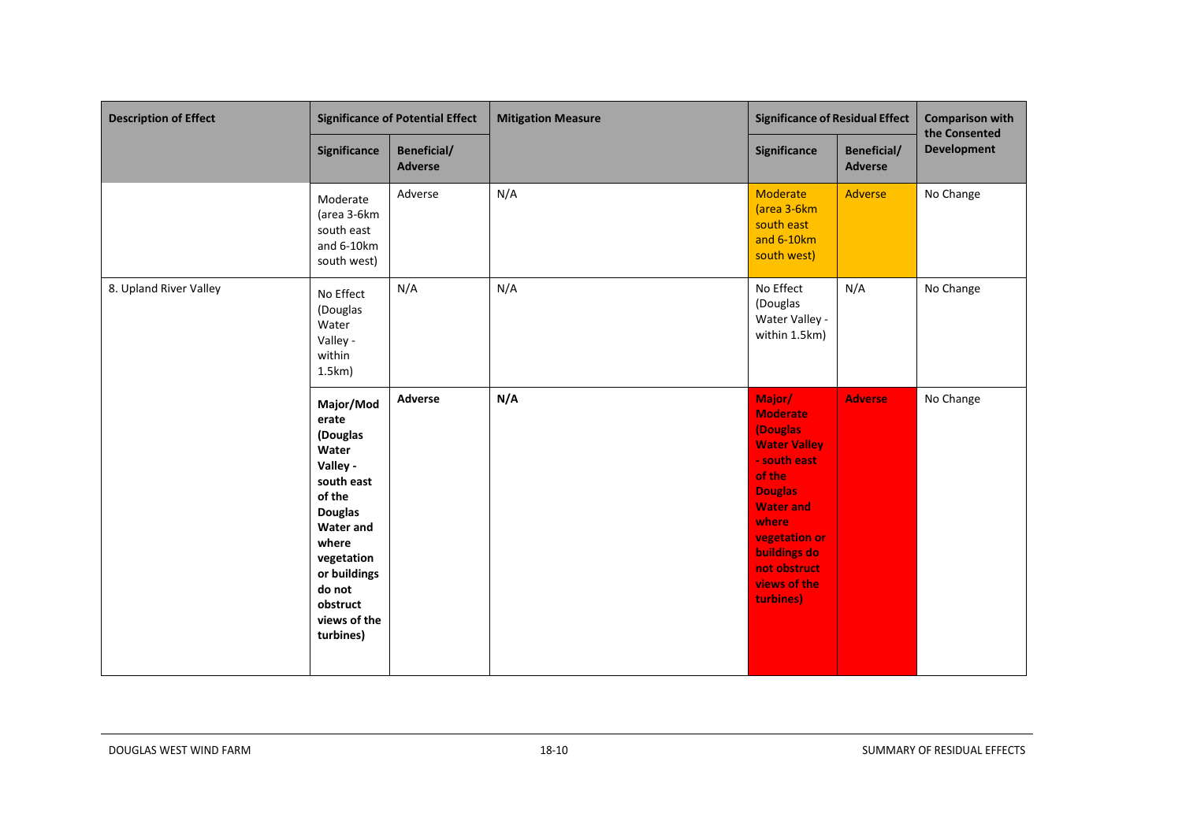| Description of Effect | Significance of Potential Effect | | Mitigation Measure | Significance of Residual Effect | | Comparison with the Consented Development |
|---|---|---|---|---|---|---|
| | Significance | Beneficial/ Adverse | | Significance | Beneficial/ Adverse | |
| | Moderate (area 3-6km south east and 6-10km south west) | Adverse | N/A | Moderate (area 3-6km south east and 6-10km south west) | Adverse | No Change |
| 8. Upland River Valley | No Effect (Douglas Water Valley - within 1.5km) | N/A | N/A | No Effect (Douglas Water Valley - within 1.5km) | N/A | No Change |
| | **Major/Moderate (Douglas Water Valley - south east of the Douglas Water and where vegetation or buildings do not obstruct views of the turbines)** | **Adverse** | **N/A** | **Major/ Moderate (Douglas Water Valley - south east of the Douglas Water and where vegetation or buildings do not obstruct views of the turbines)** | **Adverse** | No Change |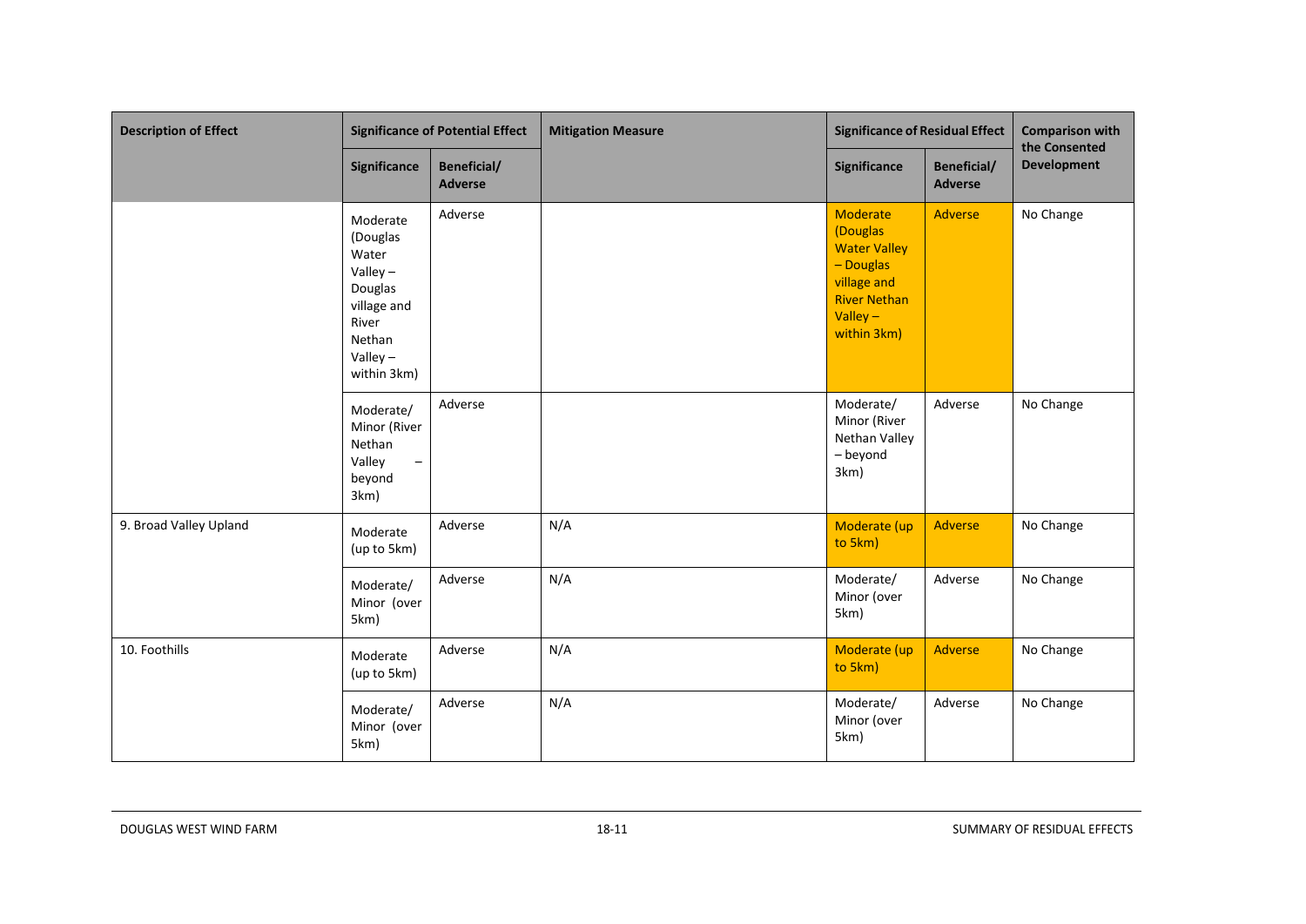| Description of Effect | Significance of Potential Effect | | Mitigation Measure | Significance of Residual Effect | | Comparison with the Consented Development |
|---|---|---|---|---|---|---|
| | Significance | Beneficial/ Adverse | | Significance | Beneficial/ Adverse | |
| | Moderate (Douglas Water Valley – Douglas village and River Nethan Valley – within 3km) | Adverse | | Moderate (Douglas Water Valley – Douglas village and River Nethan Valley – within 3km) | Adverse | No Change |
| | Moderate/ Minor (River Nethan Valley – beyond 3km) | Adverse | | Moderate/ Minor (River Nethan Valley – beyond 3km) | Adverse | No Change |
| 9. Broad Valley Upland | Moderate (up to 5km) | Adverse | N/A | Moderate (up to 5km) | Adverse | No Change |
| | Moderate/ Minor (over 5km) | Adverse | N/A | Moderate/ Minor (over 5km) | Adverse | No Change |
| 10. Foothills | Moderate (up to 5km) | Adverse | N/A | Moderate (up to 5km) | Adverse | No Change |
| | Moderate/ Minor (over 5km) | Adverse | N/A | Moderate/ Minor (over 5km) | Adverse | No Change |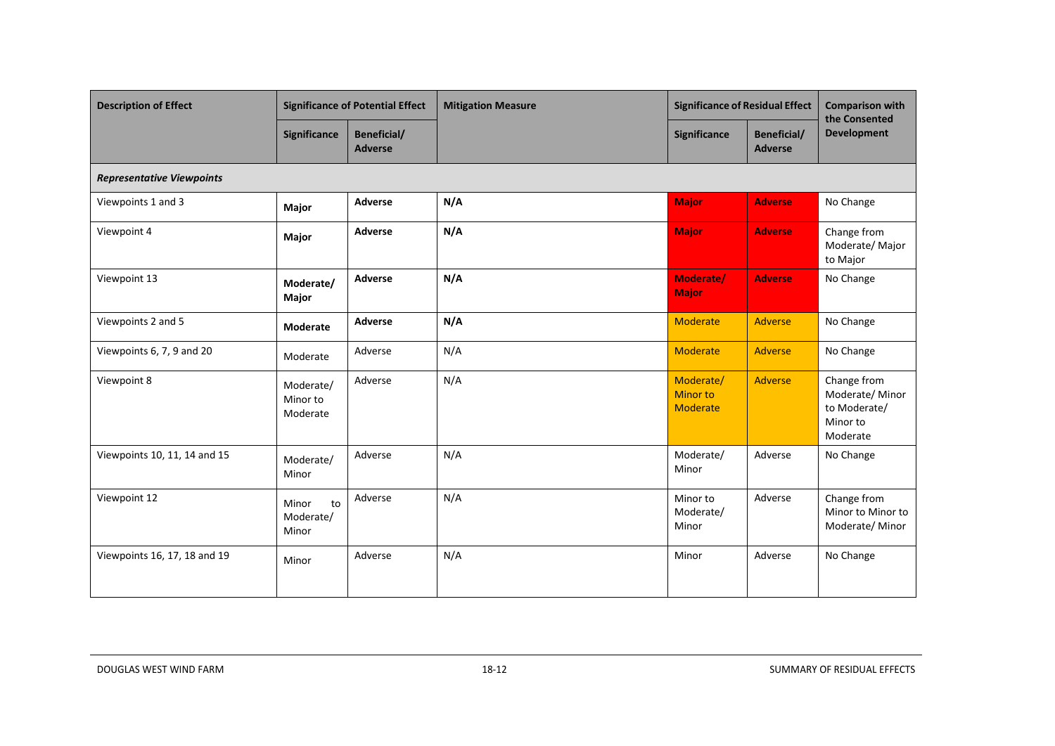| Description of Effect | Significance of Potential Effect | | Mitigation Measure | Significance of Residual Effect | | Comparison with the Consented Development |
|---|---|---|---|---|---|---|
| | Significance | Beneficial/ Adverse | | Significance | Beneficial/ Adverse | |
| ***Representative Viewpoints*** | | | | | | |
| Viewpoints 1 and 3 | **Major** | **Adverse** | **N/A** | **Major** | **Adverse** | No Change |
| Viewpoint 4 | **Major** | **Adverse** | **N/A** | **Major** | **Adverse** | Change from Moderate/ Major to Major |
| Viewpoint 13 | **Moderate/ Major** | **Adverse** | **N/A** | **Moderate/ Major** | **Adverse** | No Change |
| Viewpoints 2 and 5 | **Moderate** | **Adverse** | **N/A** | Moderate | Adverse | No Change |
| Viewpoints 6, 7, 9 and 20 | Moderate | Adverse | N/A | Moderate | Adverse | No Change |
| Viewpoint 8 | Moderate/ Minor to Moderate | Adverse | N/A | Moderate/ Minor to Moderate | Adverse | Change from Moderate/ Minor to Moderate/ Minor to Moderate |
| Viewpoints 10, 11, 14 and 15 | Moderate/ Minor | Adverse | N/A | Moderate/ Minor | Adverse | No Change |
| Viewpoint 12 | Minor to Moderate/ Minor | Adverse | N/A | Minor to Moderate/ Minor | Adverse | Change from Minor to Minor to Moderate/ Minor |
| Viewpoints 16, 17, 18 and 19 | Minor | Adverse | N/A | Minor | Adverse | No Change |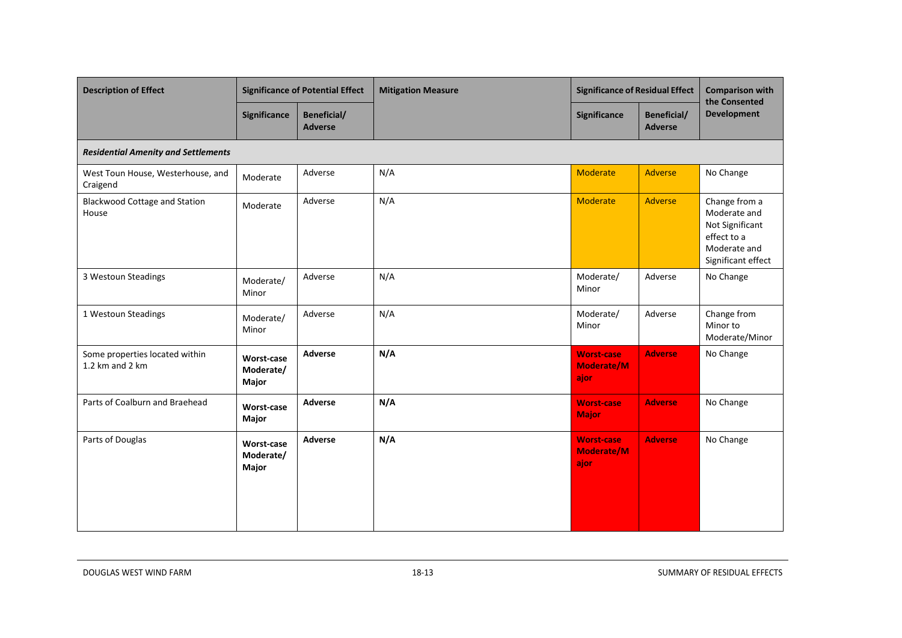| Description of Effect | Significance of Potential Effect | | Mitigation Measure | Significance of Residual Effect | | Comparison with the Consented Development |
|---|---|---|---|---|---|---|
| | Significance | Beneficial/ Adverse | | Significance | Beneficial/ Adverse | |
| ***Residential Amenity and Settlements*** | | | | | | |
| West Toun House, Westerhouse, and Craigend | Moderate | Adverse | N/A | Moderate | Adverse | No Change |
| Blackwood Cottage and Station House | Moderate | Adverse | N/A | Moderate | Adverse | Change from a Moderate and Not Significant effect to a Moderate and Significant effect |
| 3 Westoun Steadings | Moderate/ Minor | Adverse | N/A | Moderate/ Minor | Adverse | No Change |
| 1 Westoun Steadings | Moderate/ Minor | Adverse | N/A | Moderate/ Minor | Adverse | Change from Minor to Moderate/Minor |
| Some properties located within 1.2 km and 2 km | **Worst-case Moderate/ Major** | **Adverse** | **N/A** | **Worst-case Moderate/Major** | **Adverse** | No Change |
| Parts of Coalburn and Braehead | **Worst-case Major** | **Adverse** | **N/A** | **Worst-case Major** | **Adverse** | No Change |
| Parts of Douglas | **Worst-case Moderate/ Major** | **Adverse** | **N/A** | **Worst-case Moderate/Major** | **Adverse** | No Change |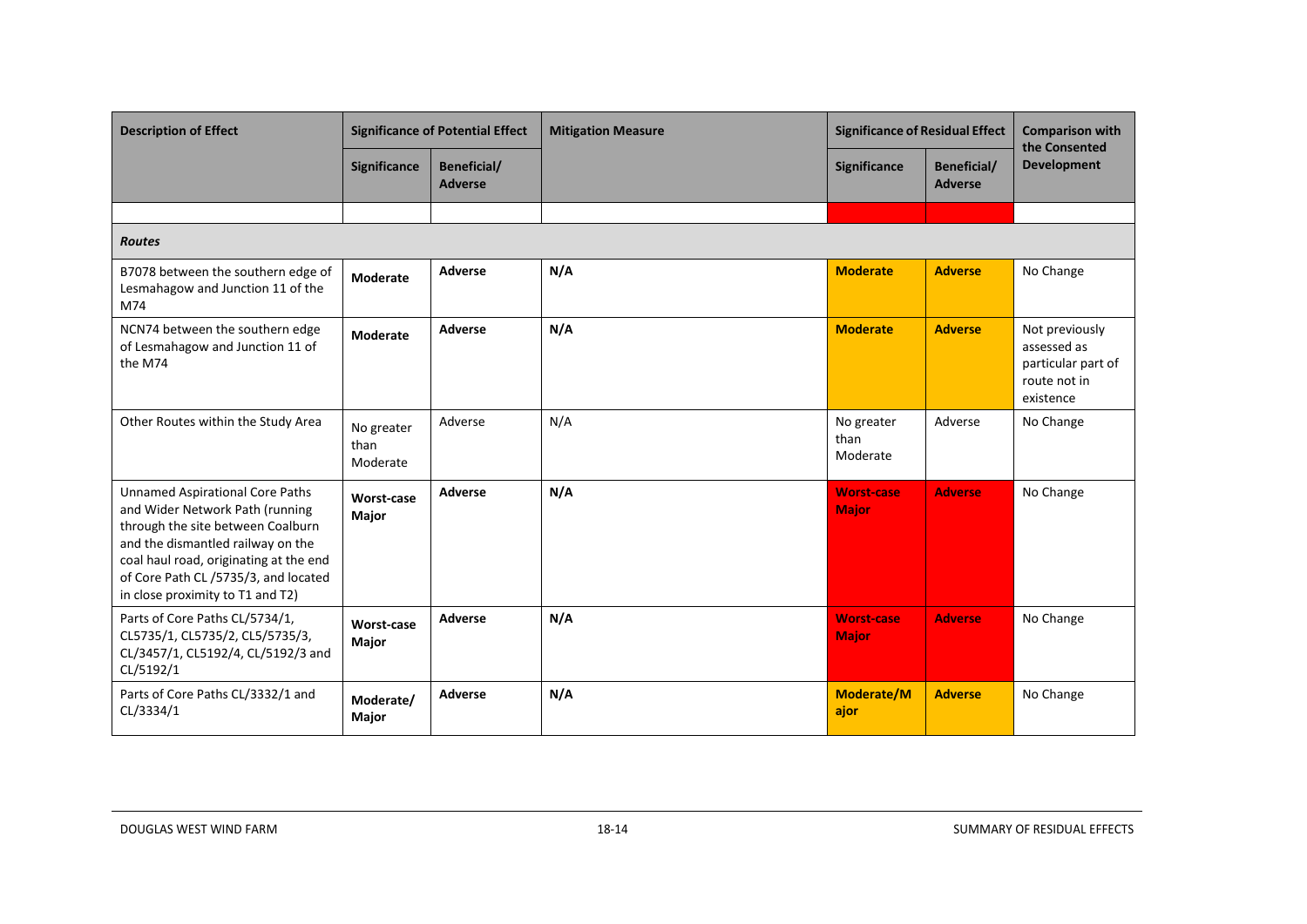| Description of Effect | Significance of Potential Effect | | Mitigation Measure | Significance of Residual Effect | | Comparison with the Consented Development |
|---|---|---|---|---|---|---|
| | Significance | Beneficial/ Adverse | | Significance | Beneficial/ Adverse | |
| | | | | | | |
| ***Routes*** | | | | | | |
| B7078 between the southern edge of Lesmahagow and Junction 11 of the M74 | **Moderate** | **Adverse** | **N/A** | **Moderate** | **Adverse** | No Change |
| NCN74 between the southern edge of Lesmahagow and Junction 11 of the M74 | **Moderate** | **Adverse** | **N/A** | **Moderate** | **Adverse** | Not previously assessed as particular part of route not in existence |
| Other Routes within the Study Area | No greater than Moderate | Adverse | N/A | No greater than Moderate | Adverse | No Change |
| Unnamed Aspirational Core Paths and Wider Network Path (running through the site between Coalburn and the dismantled railway on the coal haul road, originating at the end of Core Path CL /5735/3, and located in close proximity to T1 and T2) | **Worst-case Major** | **Adverse** | **N/A** | **Worst-case Major** | **Adverse** | No Change |
| Parts of Core Paths CL/5734/1, CL5735/1, CL5735/2, CL5/5735/3, CL/3457/1, CL5192/4, CL/5192/3 and CL/5192/1 | **Worst-case Major** | **Adverse** | **N/A** | **Worst-case Major** | **Adverse** | No Change |
| Parts of Core Paths CL/3332/1 and CL/3334/1 | **Moderate/ Major** | **Adverse** | **N/A** | **Moderate/Major** | **Adverse** | No Change |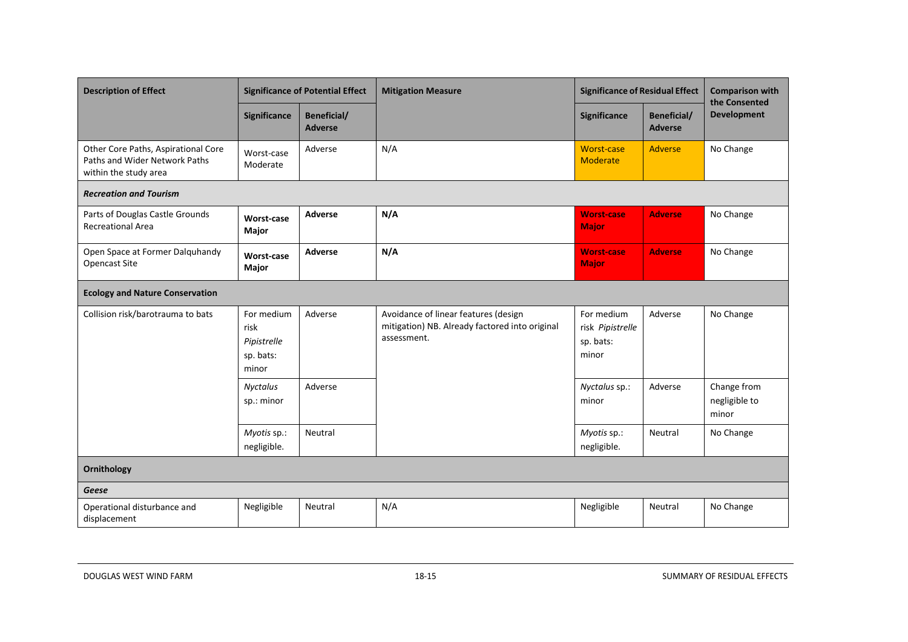| Description of Effect | Significance of Potential Effect | | Mitigation Measure | Significance of Residual Effect | | Comparison with the Consented Development |
|---|---|---|---|---|---|---|
| | Significance | Beneficial/ Adverse | | Significance | Beneficial/ Adverse | |
| Other Core Paths, Aspirational Core Paths and Wider Network Paths within the study area | Worst-case Moderate | Adverse | N/A | Worst-case Moderate | Adverse | No Change |
| ***Recreation and Tourism*** | | | | | | |
| Parts of Douglas Castle Grounds Recreational Area | **Worst-case Major** | **Adverse** | **N/A** | **Worst-case Major** | **Adverse** | No Change |
| Open Space at Former Dalquhandy Opencast Site | **Worst-case Major** | **Adverse** | **N/A** | **Worst-case Major** | **Adverse** | No Change |
| **Ecology and Nature Conservation** | | | | | | |
| Collision risk/barotrauma to bats | For medium risk *Pipistrelle* sp. bats: minor | Adverse | Avoidance of linear features (design mitigation) NB. Already factored into original assessment. | For medium risk *Pipistrelle* sp. bats: minor | Adverse | No Change |
| | *Nyctalus* sp.: minor | Adverse | | *Nyctalus* sp.: minor | Adverse | Change from negligible to minor |
| | *Myotis* sp.: negligible. | Neutral | | *Myotis* sp.: negligible. | Neutral | No Change |
| **Ornithology** | | | | | | |
| ***Geese*** | | | | | | |
| Operational disturbance and displacement | Negligible | Neutral | N/A | Negligible | Neutral | No Change |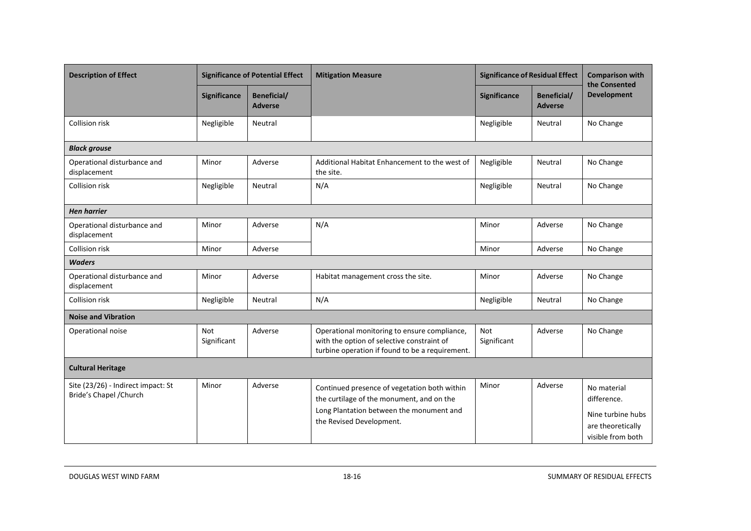| Description of Effect | Significance of Potential Effect | | Mitigation Measure | Significance of Residual Effect | | Comparison with the Consented Development |
|---|---|---|---|---|---|---|
| | Significance | Beneficial/ Adverse | | Significance | Beneficial/ Adverse | |
| Collision risk | Negligible | Neutral | | Negligible | Neutral | No Change |
| ***Black grouse*** | | | | | | |
| Operational disturbance and displacement | Minor | Adverse | Additional Habitat Enhancement to the west of the site. | Negligible | Neutral | No Change |
| Collision risk | Negligible | Neutral | N/A | Negligible | Neutral | No Change |
| ***Hen harrier*** | | | | | | |
| Operational disturbance and displacement | Minor | Adverse | N/A | Minor | Adverse | No Change |
| Collision risk | Minor | Adverse | | Minor | Adverse | No Change |
| ***Waders*** | | | | | | |
| Operational disturbance and displacement | Minor | Adverse | Habitat management cross the site. | Minor | Adverse | No Change |
| Collision risk | Negligible | Neutral | N/A | Negligible | Neutral | No Change |
| **Noise and Vibration** | | | | | | |
| Operational noise | Not Significant | Adverse | Operational monitoring to ensure compliance, with the option of selective constraint of turbine operation if found to be a requirement. | Not Significant | Adverse | No Change |
| **Cultural Heritage** | | | | | | |
| Site (23/26) - Indirect impact: St Bride's Chapel /Church | Minor | Adverse | Continued presence of vegetation both within the curtilage of the monument, and on the Long Plantation between the monument and the Revised Development. | Minor | Adverse | No material difference. Nine turbine hubs are theoretically visible from both |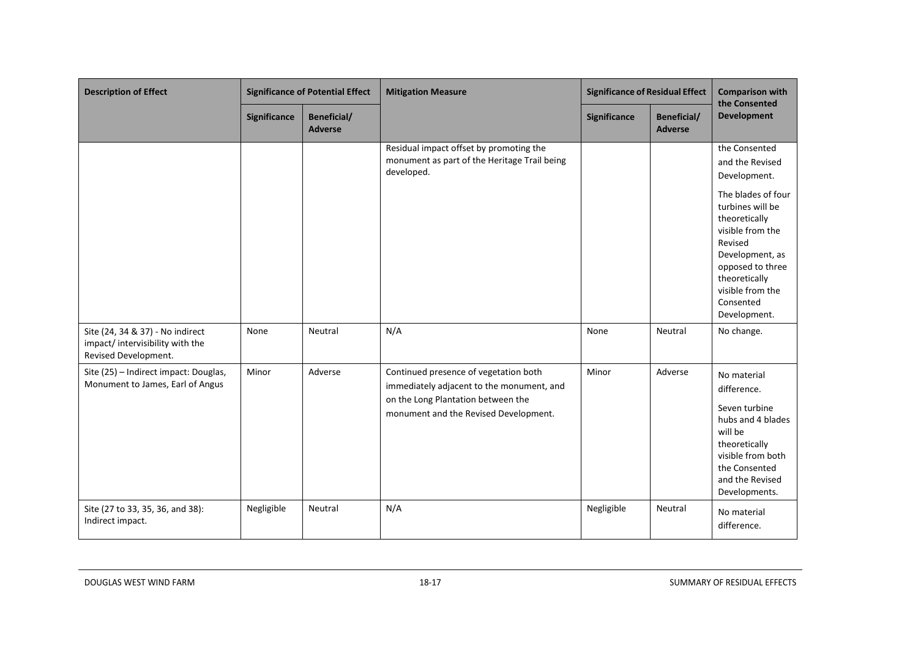| Description of Effect | Significance of Potential Effect | | Mitigation Measure | Significance of Residual Effect | | Comparison with the Consented Development |
|---|---|---|---|---|---|---|
| | Significance | Beneficial/ Adverse | | Significance | Beneficial/ Adverse | |
| | | | Residual impact offset by promoting the monument as part of the Heritage Trail being developed. | | | the Consented and the Revised Development. The blades of four turbines will be theoretically visible from the Revised Development, as opposed to three theoretically visible from the Consented Development. |
| Site (24, 34 & 37) - No indirect impact/ intervisibility with the Revised Development. | None | Neutral | N/A | None | Neutral | No change. |
| Site (25) – Indirect impact: Douglas, Monument to James, Earl of Angus | Minor | Adverse | Continued presence of vegetation both immediately adjacent to the monument, and on the Long Plantation between the monument and the Revised Development. | Minor | Adverse | No material difference. Seven turbine hubs and 4 blades will be theoretically visible from both the Consented and the Revised Developments. |
| Site (27 to 33, 35, 36, and 38): Indirect impact. | Negligible | Neutral | N/A | Negligible | Neutral | No material difference. |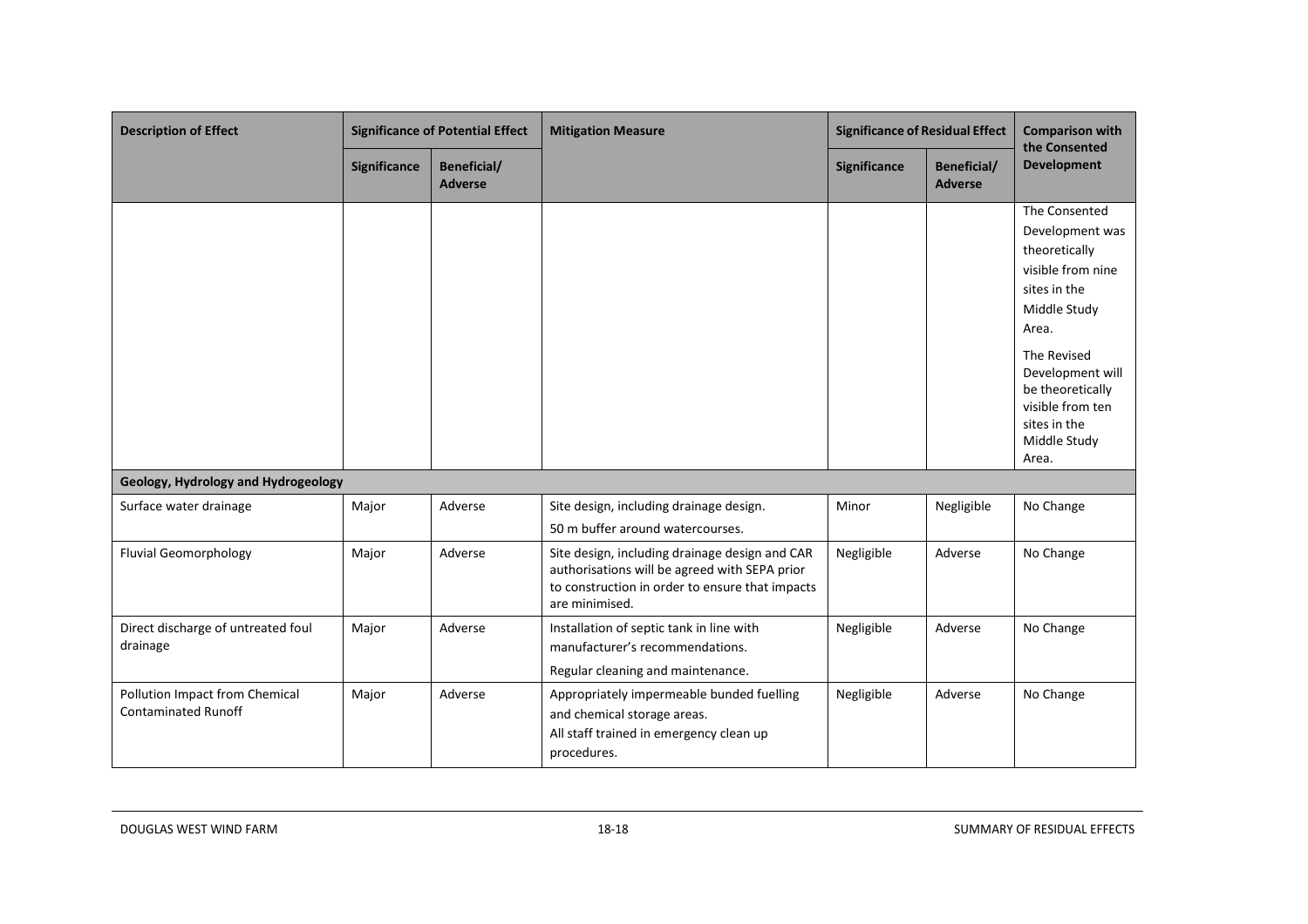| Description of Effect | Significance of Potential Effect | | Mitigation Measure | Significance of Residual Effect | | Comparison with the Consented Development |
|---|---|---|---|---|---|---|
| | Significance | Beneficial/ Adverse | | Significance | Beneficial/ Adverse | |
| | | | | | | The Consented Development was theoretically visible from nine sites in the Middle Study Area.<br><br>The Revised Development will be theoretically visible from ten sites in the Middle Study Area. |
| **Geology, Hydrology and Hydrogeology** | | | | | | |
| Surface water drainage | Major | Adverse | Site design, including drainage design.<br>50 m buffer around watercourses. | Minor | Negligible | No Change |
| Fluvial Geomorphology | Major | Adverse | Site design, including drainage design and CAR authorisations will be agreed with SEPA prior to construction in order to ensure that impacts are minimised. | Negligible | Adverse | No Change |
| Direct discharge of untreated foul drainage | Major | Adverse | Installation of septic tank in line with manufacturer's recommendations.<br>Regular cleaning and maintenance. | Negligible | Adverse | No Change |
| Pollution Impact from Chemical Contaminated Runoff | Major | Adverse | Appropriately impermeable bunded fuelling and chemical storage areas.<br>All staff trained in emergency clean up procedures. | Negligible | Adverse | No Change |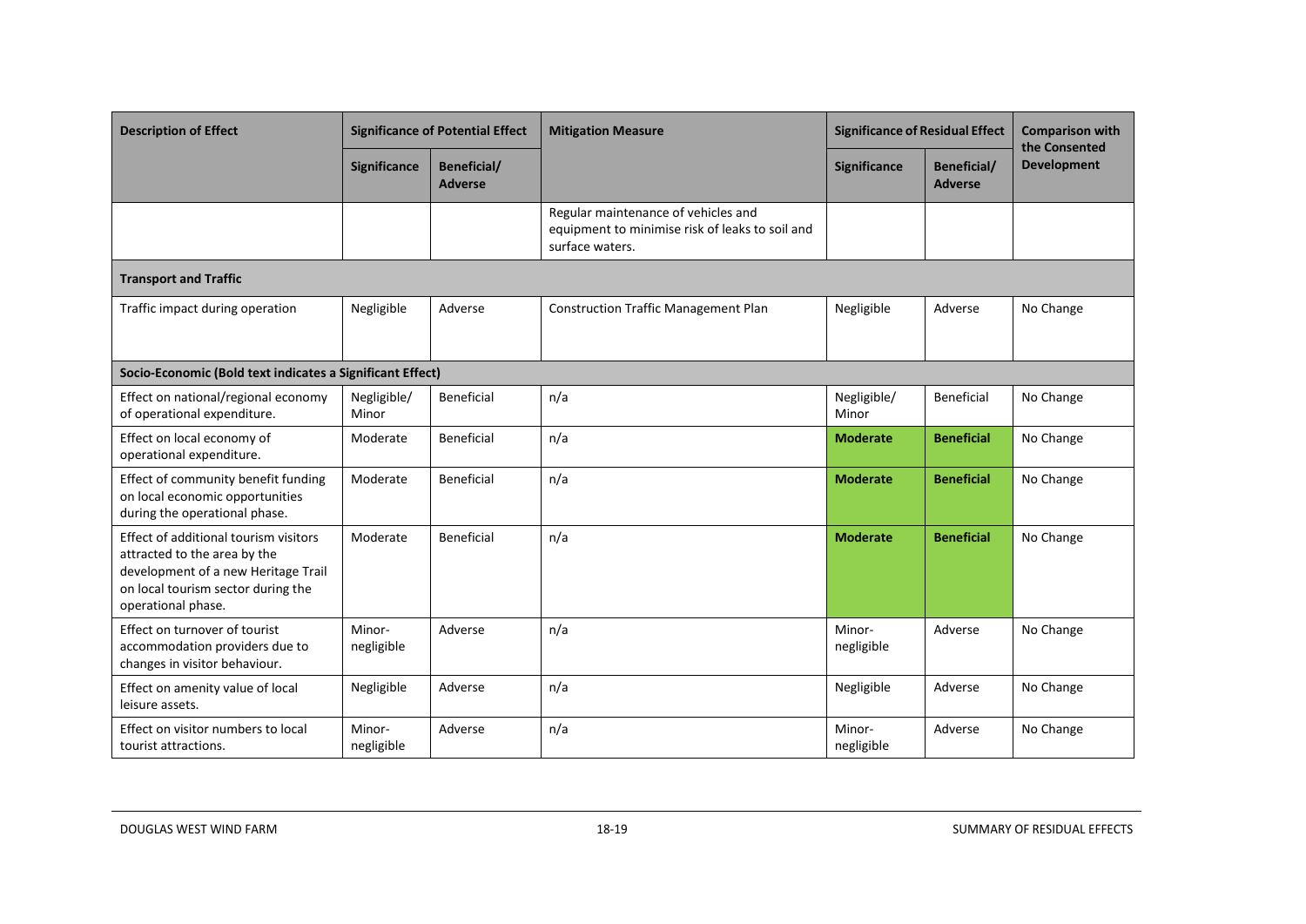| Description of Effect | Significance of Potential Effect | | Mitigation Measure | Significance of Residual Effect | | Comparison with the Consented Development |
|---|---|---|---|---|---|---|
| | Significance | Beneficial/ Adverse | | Significance | Beneficial/ Adverse | |
| | | | Regular maintenance of vehicles and equipment to minimise risk of leaks to soil and surface waters. | | | |
| **Transport and Traffic** | | | | | | |
| Traffic impact during operation | Negligible | Adverse | Construction Traffic Management Plan | Negligible | Adverse | No Change |
| **Socio-Economic (Bold text indicates a Significant Effect)** | | | | | | |
| Effect on national/regional economy of operational expenditure. | Negligible/ Minor | Beneficial | n/a | Negligible/ Minor | Beneficial | No Change |
| Effect on local economy of operational expenditure. | Moderate | Beneficial | n/a | **Moderate** | **Beneficial** | No Change |
| Effect of community benefit funding on local economic opportunities during the operational phase. | Moderate | Beneficial | n/a | **Moderate** | **Beneficial** | No Change |
| Effect of additional tourism visitors attracted to the area by the development of a new Heritage Trail on local tourism sector during the operational phase. | Moderate | Beneficial | n/a | **Moderate** | **Beneficial** | No Change |
| Effect on turnover of tourist accommodation providers due to changes in visitor behaviour. | Minor-negligible | Adverse | n/a | Minor-negligible | Adverse | No Change |
| Effect on amenity value of local leisure assets. | Negligible | Adverse | n/a | Negligible | Adverse | No Change |
| Effect on visitor numbers to local tourist attractions. | Minor-negligible | Adverse | n/a | Minor-negligible | Adverse | No Change |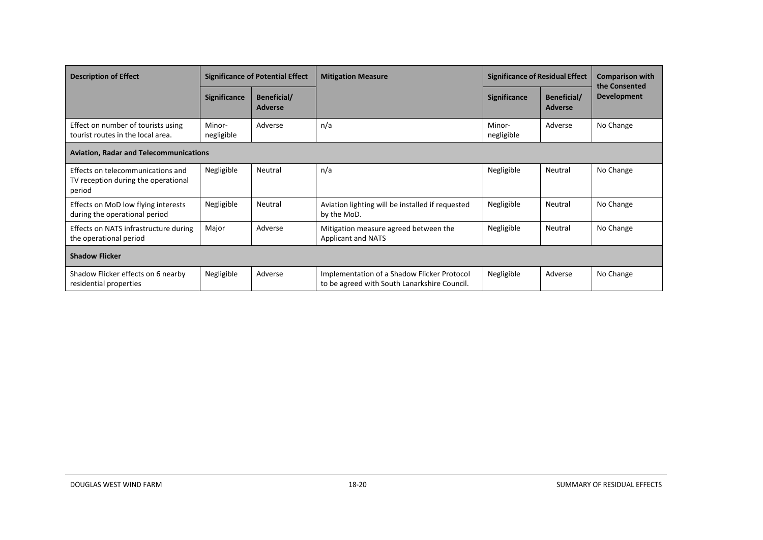| Description of Effect | Significance of Potential Effect | | Mitigation Measure | Significance of Residual Effect | | Comparison with the Consented Development |
|---|---|---|---|---|---|---|
| | Significance | Beneficial/ Adverse | | Significance | Beneficial/ Adverse | |
| Effect on number of tourists using tourist routes in the local area. | Minor-negligible | Adverse | n/a | Minor-negligible | Adverse | No Change |
| **Aviation, Radar and Telecommunications** | | | | | | |
| Effects on telecommunications and TV reception during the operational period | Negligible | Neutral | n/a | Negligible | Neutral | No Change |
| Effects on MoD low flying interests during the operational period | Negligible | Neutral | Aviation lighting will be installed if requested by the MoD. | Negligible | Neutral | No Change |
| Effects on NATS infrastructure during the operational period | Major | Adverse | Mitigation measure agreed between the Applicant and NATS | Negligible | Neutral | No Change |
| **Shadow Flicker** | | | | | | |
| Shadow Flicker effects on 6 nearby residential properties | Negligible | Adverse | Implementation of a Shadow Flicker Protocol to be agreed with South Lanarkshire Council. | Negligible | Adverse | No Change |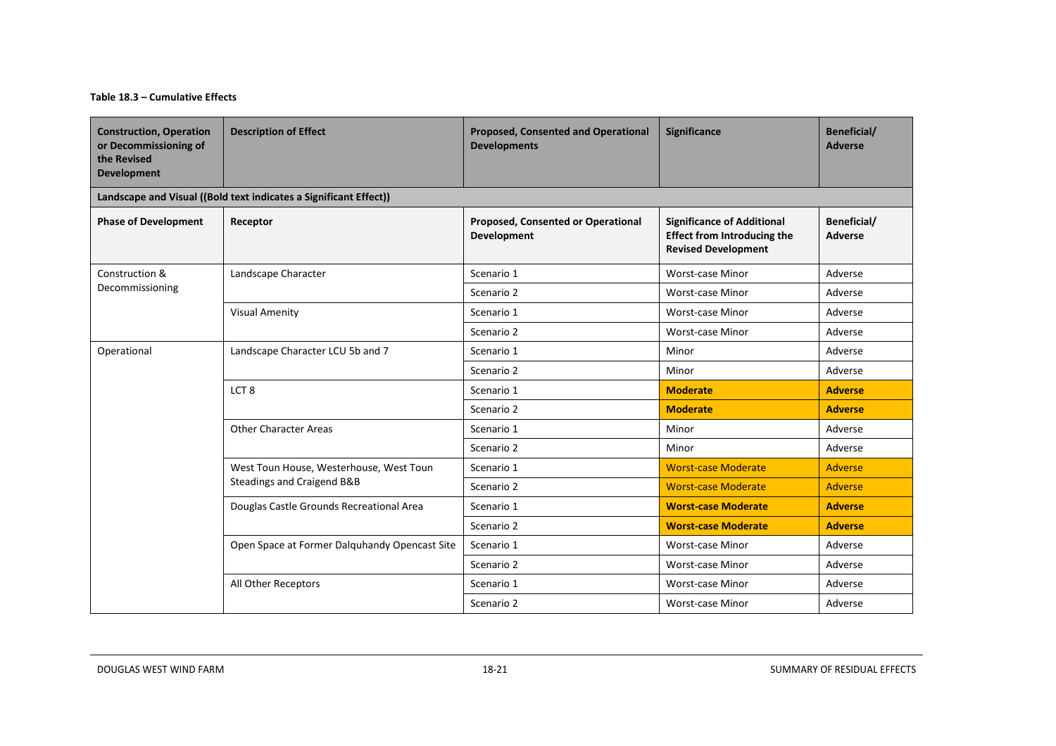**Table 18.3 – Cumulative Effects**

| Construction, Operation or Decommissioning of the Revised Development | Description of Effect | Proposed, Consented and Operational Developments | Significance | Beneficial/ Adverse |
|---|---|---|---|---|
| **Landscape and Visual ((Bold text indicates a Significant Effect))** | | | | |
| **Phase of Development** | **Receptor** | **Proposed, Consented or Operational Development** | **Significance of Additional Effect from Introducing the Revised Development** | **Beneficial/ Adverse** |
| Construction & Decommissioning | Landscape Character | Scenario 1 | Worst-case Minor | Adverse |
| | | Scenario 2 | Worst-case Minor | Adverse |
| | Visual Amenity | Scenario 1 | Worst-case Minor | Adverse |
| | | Scenario 2 | Worst-case Minor | Adverse |
| Operational | Landscape Character LCU 5b and 7 | Scenario 1 | Minor | Adverse |
| | | Scenario 2 | Minor | Adverse |
| | LCT 8 | Scenario 1 | **Moderate** | **Adverse** |
| | | Scenario 2 | **Moderate** | **Adverse** |
| | Other Character Areas | Scenario 1 | Minor | Adverse |
| | | Scenario 2 | Minor | Adverse |
| | West Toun House, Westerhouse, West Toun Steadings and Craigend B&B | Scenario 1 | Worst-case Moderate | Adverse |
| | | Scenario 2 | Worst-case Moderate | Adverse |
| | Douglas Castle Grounds Recreational Area | Scenario 1 | **Worst-case Moderate** | **Adverse** |
| | | Scenario 2 | **Worst-case Moderate** | **Adverse** |
| | Open Space at Former Dalquhandy Opencast Site | Scenario 1 | Worst-case Minor | Adverse |
| | | Scenario 2 | Worst-case Minor | Adverse |
| | All Other Receptors | Scenario 1 | Worst-case Minor | Adverse |
| | | Scenario 2 | Worst-case Minor | Adverse |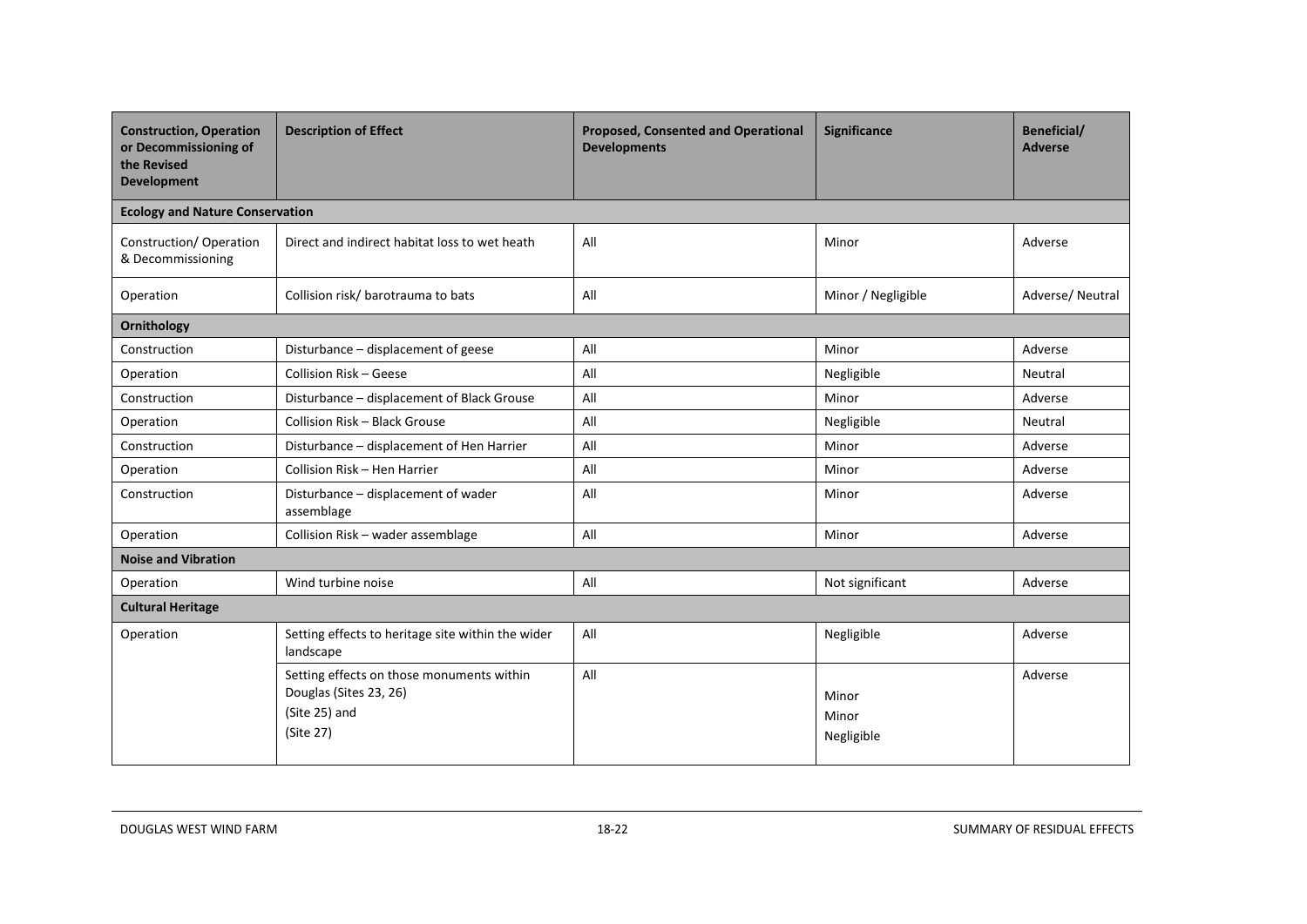| Construction, Operation or Decommissioning of the Revised Development | Description of Effect | Proposed, Consented and Operational Developments | Significance | Beneficial/ Adverse |
|---|---|---|---|---|
| **Ecology and Nature Conservation** | | | | |
| Construction/ Operation & Decommissioning | Direct and indirect habitat loss to wet heath | All | Minor | Adverse |
| Operation | Collision risk/ barotrauma to bats | All | Minor / Negligible | Adverse/ Neutral |
| **Ornithology** | | | | |
| Construction | Disturbance – displacement of geese | All | Minor | Adverse |
| Operation | Collision Risk – Geese | All | Negligible | Neutral |
| Construction | Disturbance – displacement of Black Grouse | All | Minor | Adverse |
| Operation | Collision Risk – Black Grouse | All | Negligible | Neutral |
| Construction | Disturbance – displacement of Hen Harrier | All | Minor | Adverse |
| Operation | Collision Risk – Hen Harrier | All | Minor | Adverse |
| Construction | Disturbance – displacement of wader assemblage | All | Minor | Adverse |
| Operation | Collision Risk – wader assemblage | All | Minor | Adverse |
| **Noise and Vibration** | | | | |
| Operation | Wind turbine noise | All | Not significant | Adverse |
| **Cultural Heritage** | | | | |
| Operation | Setting effects to heritage site within the wider landscape | All | Negligible | Adverse |
| | Setting effects on those monuments within Douglas (Sites 23, 26)<br>(Site 25) and<br>(Site 27) | All | Minor<br>Minor<br>Negligible | Adverse |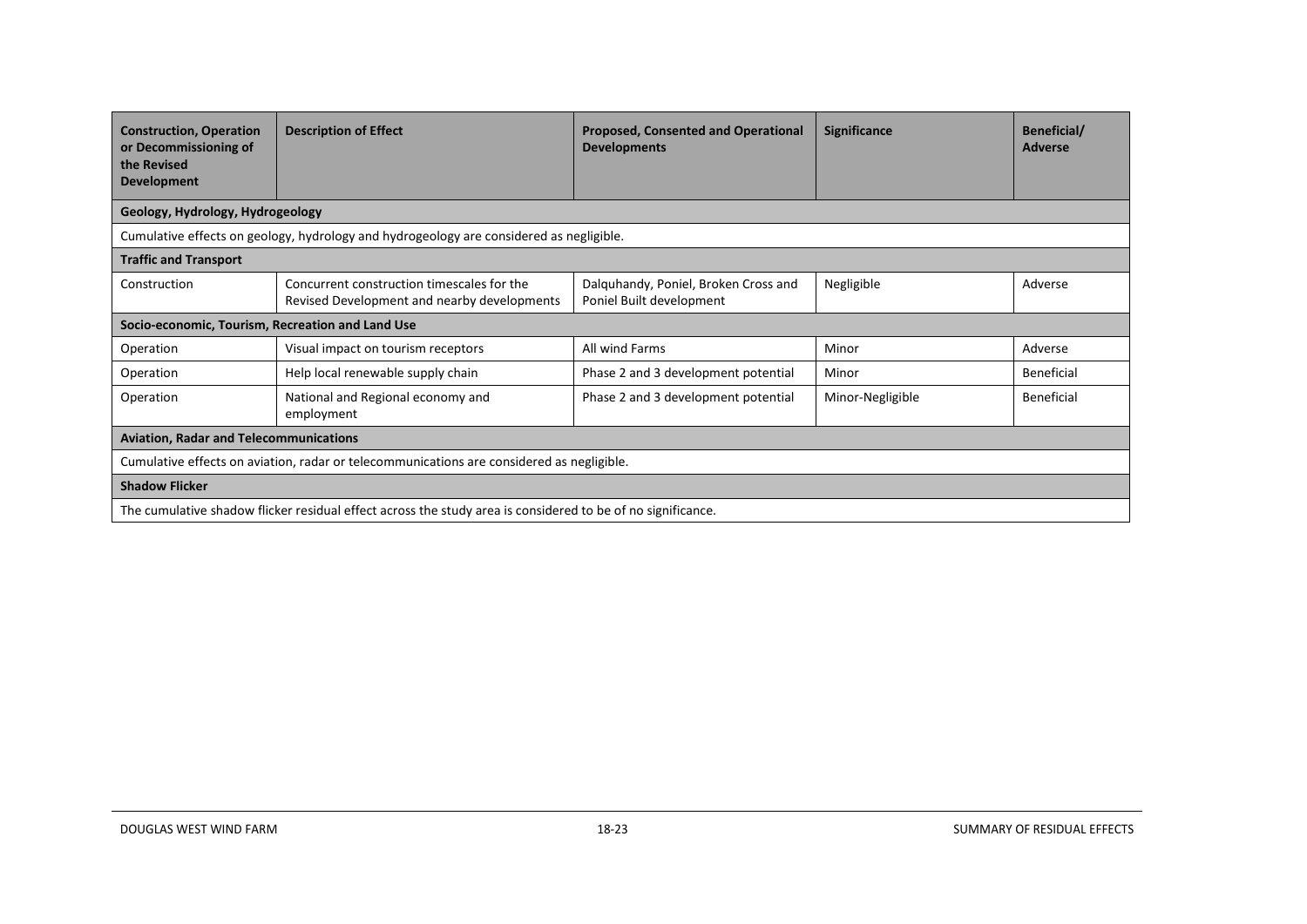| Construction, Operation or Decommissioning of the Revised Development | Description of Effect | Proposed, Consented and Operational Developments | Significance | Beneficial/ Adverse |
|---|---|---|---|---|
| **Geology, Hydrology, Hydrogeology** | | | | |
| Cumulative effects on geology, hydrology and hydrogeology are considered as negligible. | | | | |
| **Traffic and Transport** | | | | |
| Construction | Concurrent construction timescales for the Revised Development and nearby developments | Dalquhandy, Poniel, Broken Cross and Poniel Built development | Negligible | Adverse |
| **Socio-economic, Tourism, Recreation and Land Use** | | | | |
| Operation | Visual impact on tourism receptors | All wind Farms | Minor | Adverse |
| Operation | Help local renewable supply chain | Phase 2 and 3 development potential | Minor | Beneficial |
| Operation | National and Regional economy and employment | Phase 2 and 3 development potential | Minor-Negligible | Beneficial |
| **Aviation, Radar and Telecommunications** | | | | |
| Cumulative effects on aviation, radar or telecommunications are considered as negligible. | | | | |
| **Shadow Flicker** | | | | |
| The cumulative shadow flicker residual effect across the study area is considered to be of no significance. | | | | |